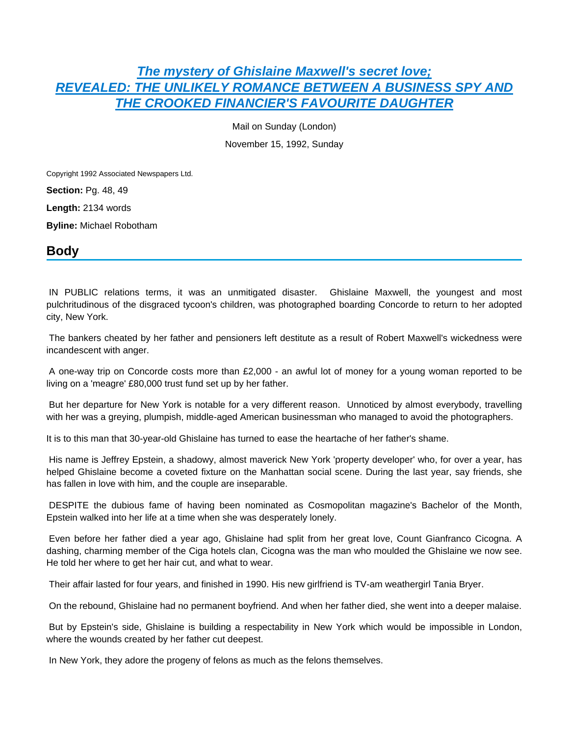# The mystery of Ghislaine Maxwell's secret love; REVEALED: THE UNLIKELY ROMANCE BETWEEN A BUSINESS SPY AND THE CROOKED FINANCIER'S FAVOURITE DAUGHTER

Mail on Sunday (London)

November 15, 1992, Sunday

Copyright 1992 Associated Newspapers Ltd.

**Section:** Pg. 48, 49

**Length:** 2134 words

**Byline:** Michael Robotham

## Body

IN PUBLIC relations terms, it was an unmitigated disaster. Ghislaine Maxwell, the youngest and most pulchritudinous of the disgraced tycoon's children, was photographed boarding Concorde to return to her adopted city, New York.

The bankers cheated by her father and pensioners left destitute as a result of Robert Maxwell's wickedness were incandescent with anger.

A one-way trip on Concorde costs more than £2,000 - an awful lot of money for a young woman reported to be living on a 'meagre' £80,000 trust fund set up by her father.

But her departure for New York is notable for a very different reason. Unnoticed by almost everybody, travelling with her was a greying, plumpish, middle-aged American businessman who managed to avoid the photographers.

It is to this man that 30-year-old Ghislaine has turned to ease the heartache of her father's shame.

His name is Jeffrey Epstein, a shadowy, almost maverick New York 'property developer' who, for over a year, has helped Ghislaine become a coveted fixture on the Manhattan social scene. During the last year, say friends, she has fallen in love with him, and the couple are inseparable.

DESPITE the dubious fame of having been nominated as Cosmopolitan magazine's Bachelor of the Month, Epstein walked into her life at a time when she was desperately lonely.

Even before her father died a year ago, Ghislaine had split from her great love, Count Gianfranco Cicogna. A dashing, charming member of the Ciga hotels clan, Cicogna was the man who moulded the Ghislaine we now see. He told her where to get her hair cut, and what to wear.

Their affair lasted for four years, and finished in 1990. His new girlfriend is TV-am weathergirl Tania Bryer.

On the rebound, Ghislaine had no permanent boyfriend. And when her father died, she went into a deeper malaise.

But by Epstein's side, Ghislaine is building a respectability in New York which would be impossible in London, where the wounds created by her father cut deepest.

In New York, they adore the progeny of felons as much as the felons themselves.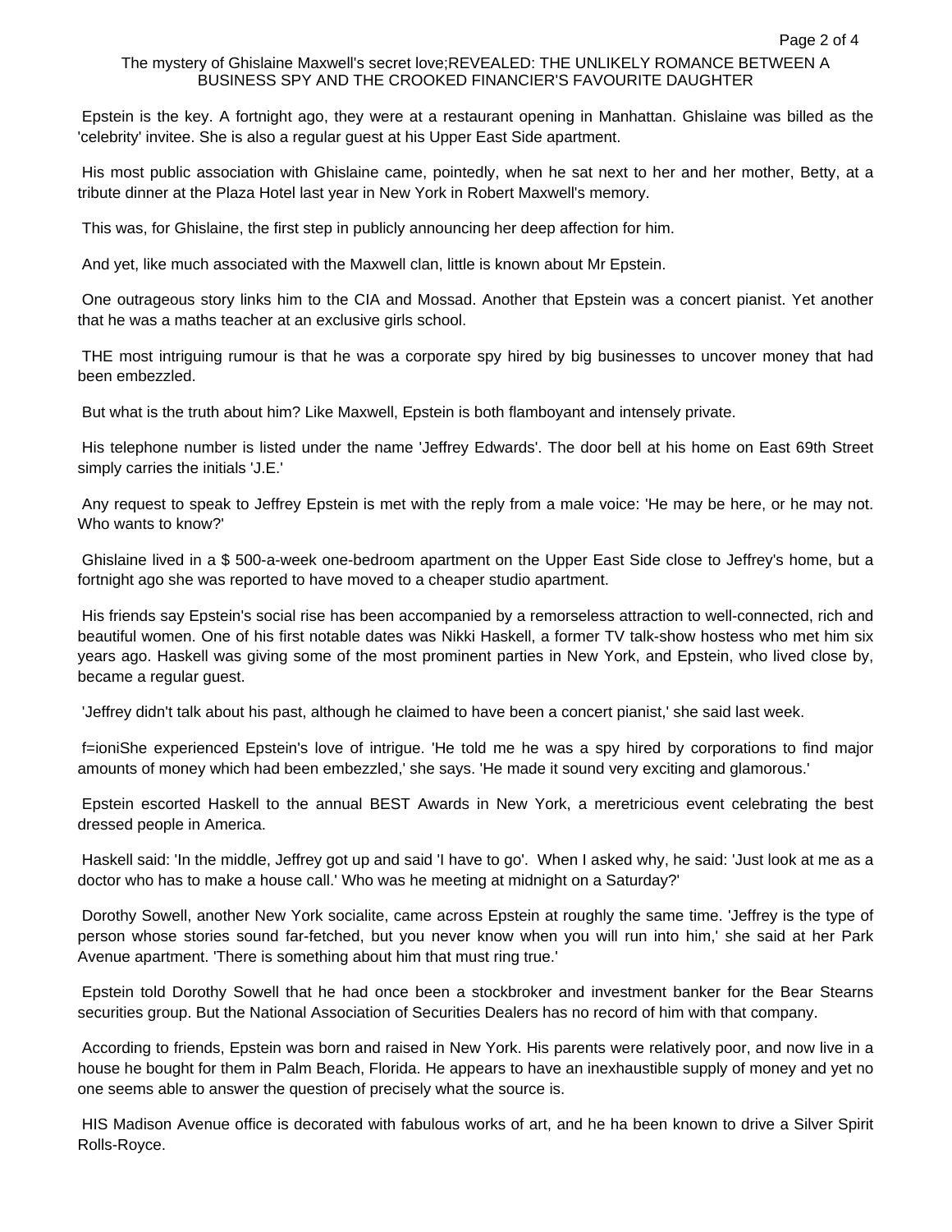Epstein is the key. A fortnight ago, they were at a restaurant opening in Manhattan. Ghislaine was billed as the 'celebrity' invitee. She is also a regular guest at his Upper East Side apartment.

His most public association with Ghislaine came, pointedly, when he sat next to her and her mother, Betty, at a tribute dinner at the Plaza Hotel last year in New York in Robert Maxwell's memory.

This was, for Ghislaine, the first step in publicly announcing her deep affection for him.

And yet, like much associated with the Maxwell clan, little is known about Mr Epstein.

One outrageous story links him to the CIA and Mossad. Another that Epstein was a concert pianist. Yet another that he was a maths teacher at an exclusive girls school.

THE most intriguing rumour is that he was a corporate spy hired by big businesses to uncover money that had been embezzled.

But what is the truth about him? Like Maxwell, Epstein is both flamboyant and intensely private.

His telephone number is listed under the name 'Jeffrey Edwards'. The door bell at his home on East 69th Street simply carries the initials 'J.E.'

Any request to speak to Jeffrey Epstein is met with the reply from a male voice: 'He may be here, or he may not. Who wants to know?'

Ghislaine lived in a $ 500-a-week one-bedroom apartment on the Upper East Side close to Jeffrey's home, but a fortnight ago she was reported to have moved to a cheaper studio apartment.

His friends say Epstein's social rise has been accompanied by a remorseless attraction to well-connected, rich and beautiful women. One of his first notable dates was Nikki Haskell, a former TV talk-show hostess who met him six years ago. Haskell was giving some of the most prominent parties in New York, and Epstein, who lived close by, became a regular guest.

'Jeffrey didn't talk about his past, although he claimed to have been a concert pianist,' she said last week.

f=ioniShe experienced Epstein's love of intrigue. 'He told me he was a spy hired by corporations to find major amounts of money which had been embezzled,' she says. 'He made it sound very exciting and glamorous.'

Epstein escorted Haskell to the annual BEST Awards in New York, a meretricious event celebrating the best dressed people in America.

Haskell said: 'In the middle, Jeffrey got up and said 'I have to go'. When I asked why, he said: 'Just look at me as a doctor who has to make a house call.' Who was he meeting at midnight on a Saturday?'

Dorothy Sowell, another New York socialite, came across Epstein at roughly the same time. 'Jeffrey is the type of person whose stories sound far-fetched, but you never know when you will run into him,' she said at her Park Avenue apartment. 'There is something about him that must ring true.'

Epstein told Dorothy Sowell that he had once been a stockbroker and investment banker for the Bear Stearns securities group. But the National Association of Securities Dealers has no record of him with that company.

According to friends, Epstein was born and raised in New York. His parents were relatively poor, and now live in a house he bought for them in Palm Beach, Florida. He appears to have an inexhaustible supply of money and yet no one seems able to answer the question of precisely what the source is.

HIS Madison Avenue office is decorated with fabulous works of art, and he ha been known to drive a Silver Spirit Rolls-Royce.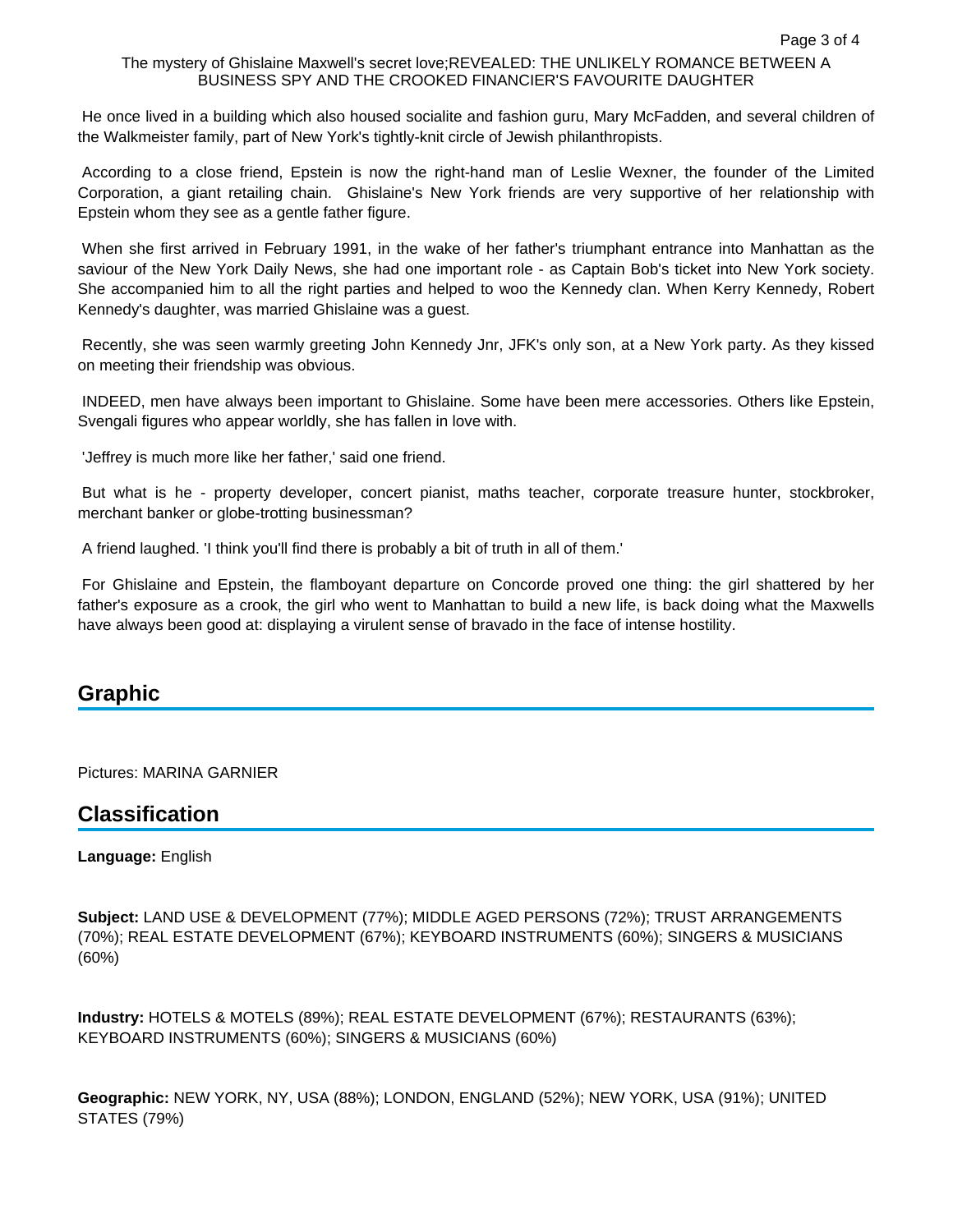He once lived in a building which also housed socialite and fashion guru, Mary McFadden, and several children of the Walkmeister family, part of New York's tightly-knit circle of Jewish philanthropists.

According to a close friend, Epstein is now the right-hand man of Leslie Wexner, the founder of the Limited Corporation, a giant retailing chain. Ghislaine's New York friends are very supportive of her relationship with Epstein whom they see as a gentle father figure.

When she first arrived in February 1991, in the wake of her father's triumphant entrance into Manhattan as the saviour of the New York Daily News, she had one important role - as Captain Bob's ticket into New York society. She accompanied him to all the right parties and helped to woo the Kennedy clan. When Kerry Kennedy, Robert Kennedy's daughter, was married Ghislaine was a guest.

Recently, she was seen warmly greeting John Kennedy Jnr, JFK's only son, at a New York party. As they kissed on meeting their friendship was obvious.

INDEED, men have always been important to Ghislaine. Some have been mere accessories. Others like Epstein, Svengali figures who appear worldly, she has fallen in love with.

'Jeffrey is much more like her father,' said one friend.

But what is he - property developer, concert pianist, maths teacher, corporate treasure hunter, stockbroker, merchant banker or globe-trotting businessman?

A friend laughed. 'I think you'll find there is probably a bit of truth in all of them.'

For Ghislaine and Epstein, the flamboyant departure on Concorde proved one thing: the girl shattered by her father's exposure as a crook, the girl who went to Manhattan to build a new life, is back doing what the Maxwells have always been good at: displaying a virulent sense of bravado in the face of intense hostility.

## Graphic

Pictures: MARINA GARNIER

## Classification

**Language:** English

**Subject:** LAND USE & DEVELOPMENT (77%); MIDDLE AGED PERSONS (72%); TRUST ARRANGEMENTS (70%); REAL ESTATE DEVELOPMENT (67%); KEYBOARD INSTRUMENTS (60%); SINGERS & MUSICIANS (60%)

**Industry:** HOTELS & MOTELS (89%); REAL ESTATE DEVELOPMENT (67%); RESTAURANTS (63%); KEYBOARD INSTRUMENTS (60%); SINGERS & MUSICIANS (60%)

**Geographic:** NEW YORK, NY, USA (88%); LONDON, ENGLAND (52%); NEW YORK, USA (91%); UNITED STATES (79%)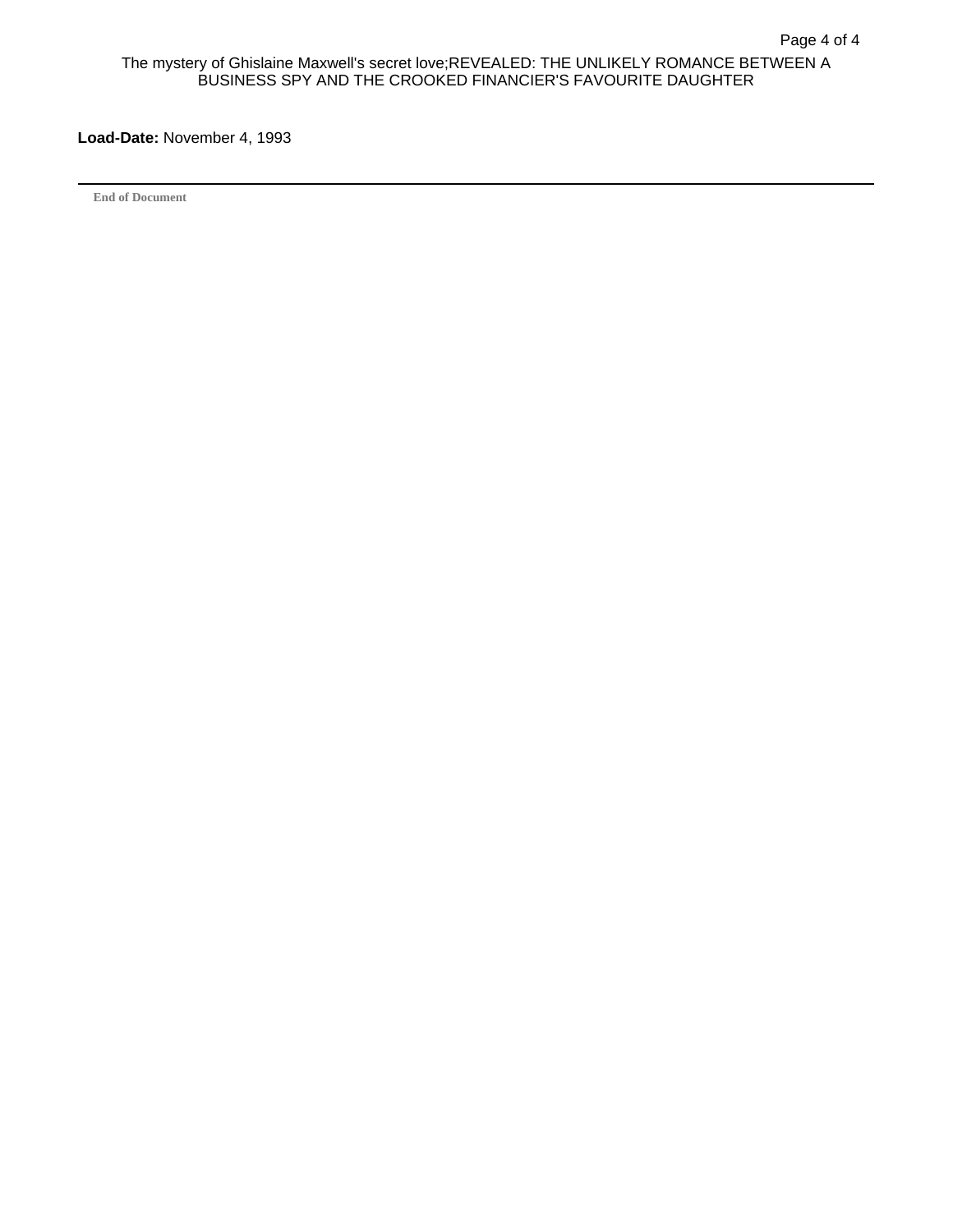**Load-Date:** November 4, 1993

---

End of Document